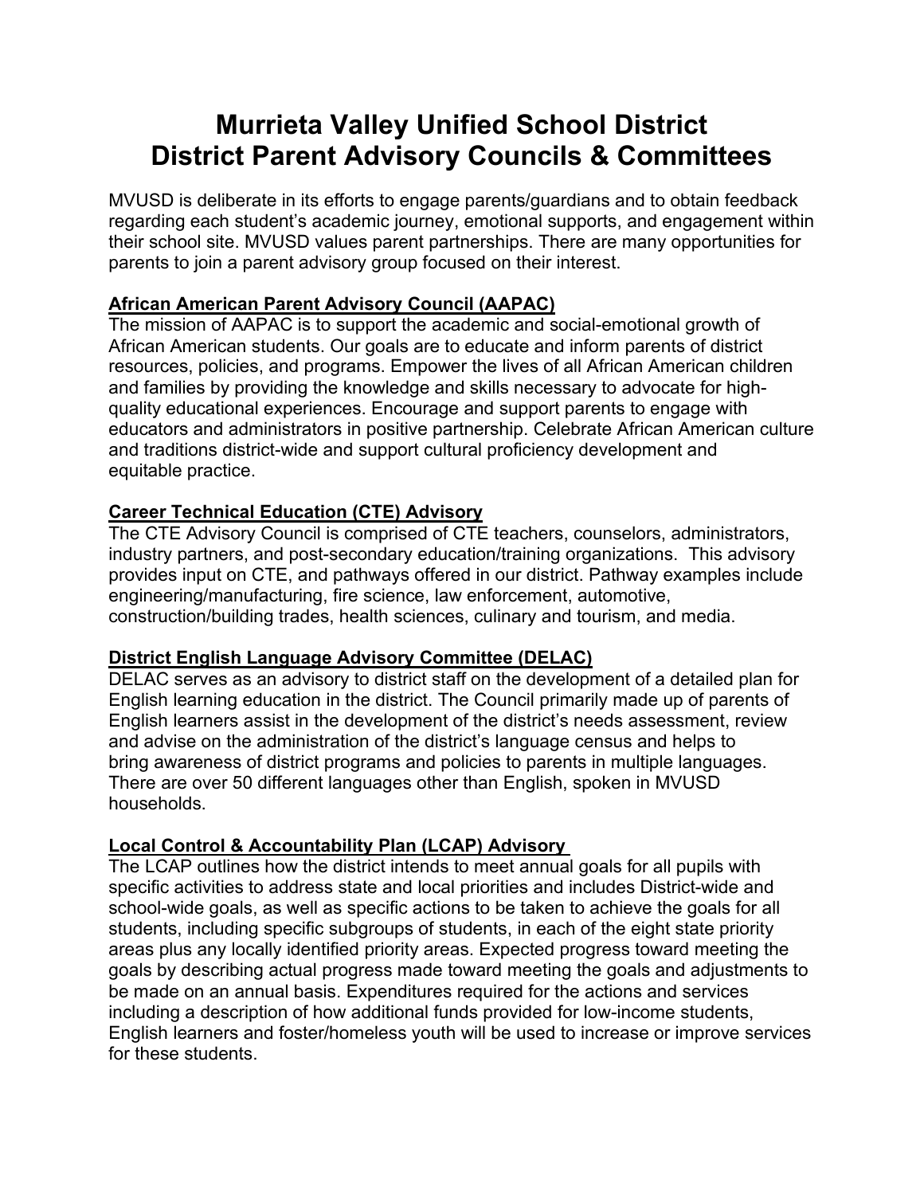# Murrieta Valley Unified School District
# District Parent Advisory Councils & Committees

MVUSD is deliberate in its efforts to engage parents/guardians and to obtain feedback regarding each student's academic journey, emotional supports, and engagement within their school site. MVUSD values parent partnerships. There are many opportunities for parents to join a parent advisory group focused on their interest.

**African American Parent Advisory Council (AAPAC)**

The mission of AAPAC is to support the academic and social-emotional growth of African American students. Our goals are to educate and inform parents of district resources, policies, and programs. Empower the lives of all African American children and families by providing the knowledge and skills necessary to advocate for high-quality educational experiences. Encourage and support parents to engage with educators and administrators in positive partnership. Celebrate African American culture and traditions district-wide and support cultural proficiency development and equitable practice.

**Career Technical Education (CTE) Advisory**

The CTE Advisory Council is comprised of CTE teachers, counselors, administrators, industry partners, and post-secondary education/training organizations. This advisory provides input on CTE, and pathways offered in our district. Pathway examples include engineering/manufacturing, fire science, law enforcement, automotive, construction/building trades, health sciences, culinary and tourism, and media.

**District English Language Advisory Committee (DELAC)**

DELAC serves as an advisory to district staff on the development of a detailed plan for English learning education in the district. The Council primarily made up of parents of English learners assist in the development of the district's needs assessment, review and advise on the administration of the district's language census and helps to bring awareness of district programs and policies to parents in multiple languages. There are over 50 different languages other than English, spoken in MVUSD households.

**Local Control & Accountability Plan (LCAP) Advisory**

The LCAP outlines how the district intends to meet annual goals for all pupils with specific activities to address state and local priorities and includes District-wide and school-wide goals, as well as specific actions to be taken to achieve the goals for all students, including specific subgroups of students, in each of the eight state priority areas plus any locally identified priority areas. Expected progress toward meeting the goals by describing actual progress made toward meeting the goals and adjustments to be made on an annual basis. Expenditures required for the actions and services including a description of how additional funds provided for low-income students, English learners and foster/homeless youth will be used to increase or improve services for these students.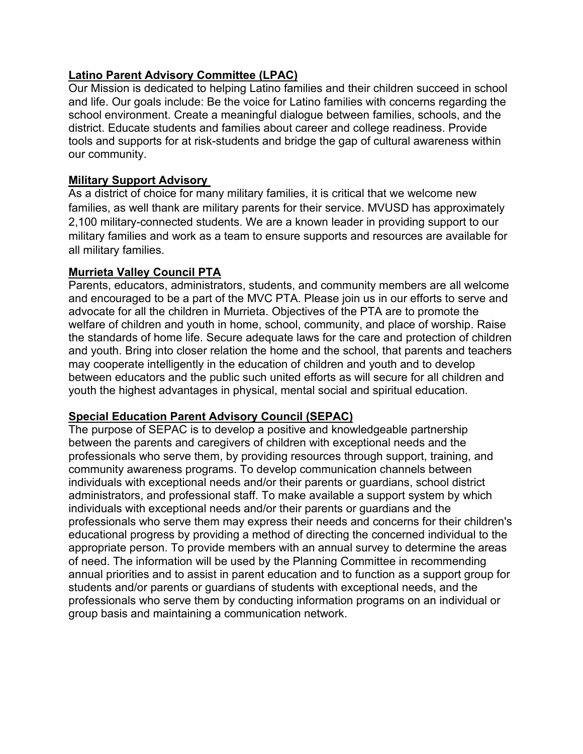**Latino Parent Advisory Committee (LPAC)**

Our Mission is dedicated to helping Latino families and their children succeed in school and life. Our goals include: Be the voice for Latino families with concerns regarding the school environment. Create a meaningful dialogue between families, schools, and the district. Educate students and families about career and college readiness. Provide tools and supports for at risk-students and bridge the gap of cultural awareness within our community.

**Military Support Advisory**

As a district of choice for many military families, it is critical that we welcome new families, as well thank are military parents for their service. MVUSD has approximately 2,100 military-connected students. We are a known leader in providing support to our military families and work as a team to ensure supports and resources are available for all military families.

**Murrieta Valley Council PTA**

Parents, educators, administrators, students, and community members are all welcome and encouraged to be a part of the MVC PTA. Please join us in our efforts to serve and advocate for all the children in Murrieta. Objectives of the PTA are to promote the welfare of children and youth in home, school, community, and place of worship. Raise the standards of home life. Secure adequate laws for the care and protection of children and youth. Bring into closer relation the home and the school, that parents and teachers may cooperate intelligently in the education of children and youth and to develop between educators and the public such united efforts as will secure for all children and youth the highest advantages in physical, mental social and spiritual education.

**Special Education Parent Advisory Council (SEPAC)**

The purpose of SEPAC is to develop a positive and knowledgeable partnership between the parents and caregivers of children with exceptional needs and the professionals who serve them, by providing resources through support, training, and community awareness programs. To develop communication channels between individuals with exceptional needs and/or their parents or guardians, school district administrators, and professional staff. To make available a support system by which individuals with exceptional needs and/or their parents or guardians and the professionals who serve them may express their needs and concerns for their children's educational progress by providing a method of directing the concerned individual to the appropriate person. To provide members with an annual survey to determine the areas of need. The information will be used by the Planning Committee in recommending annual priorities and to assist in parent education and to function as a support group for students and/or parents or guardians of students with exceptional needs, and the professionals who serve them by conducting information programs on an individual or group basis and maintaining a communication network.